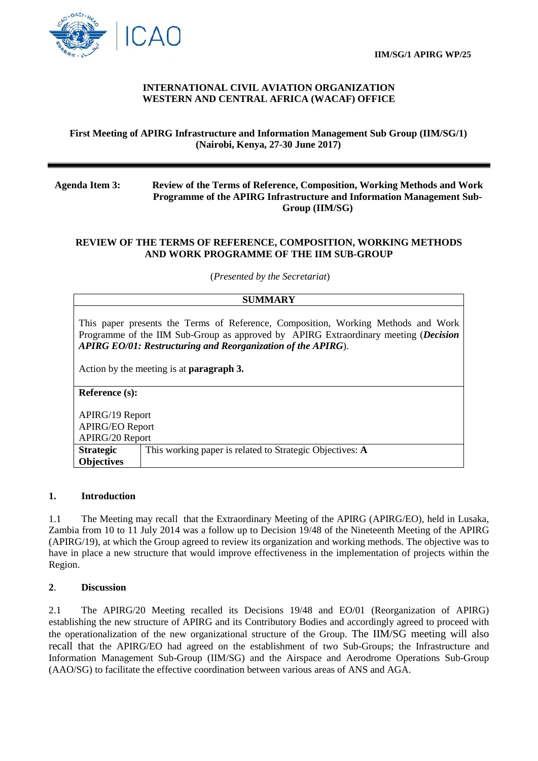IIM/SG/1 APIRG WP/25

**INTERNATIONAL CIVIL AVIATION ORGANIZATION**
**WESTERN AND CENTRAL AFRICA (WACAF) OFFICE**

**First Meeting of APIRG Infrastructure and Information Management Sub Group (IIM/SG/1)**
**(Nairobi, Kenya, 27-30 June 2017)**

---

**Agenda Item 3:** **Review of the Terms of Reference, Composition, Working Methods and Work Programme of the APIRG Infrastructure and Information Management Sub-Group (IIM/SG)**

**REVIEW OF THE TERMS OF REFERENCE, COMPOSITION, WORKING METHODS AND WORK PROGRAMME OF THE IIM SUB-GROUP**

(*Presented by the Secretariat*)

| **SUMMARY** | |
|---|---|
| This paper presents the Terms of Reference, Composition, Working Methods and Work Programme of the IIM Sub-Group as approved by APIRG Extraordinary meeting (***Decision APIRG EO/01: Restructuring and Reorganization of the APIRG***).<br><br>Action by the meeting is at **paragraph 3.** | |
| **Reference (s):**<br><br>APIRG/19 Report<br>APIRG/EO Report<br>APIRG/20 Report | |
| **Strategic Objectives** | This working paper is related to Strategic Objectives: **A** |

## 1. Introduction

1.1 The Meeting may recall that the Extraordinary Meeting of the APIRG (APIRG/EO), held in Lusaka, Zambia from 10 to 11 July 2014 was a follow up to Decision 19/48 of the Nineteenth Meeting of the APIRG (APIRG/19), at which the Group agreed to review its organization and working methods. The objective was to have in place a new structure that would improve effectiveness in the implementation of projects within the Region.

## 2. Discussion

2.1 The APIRG/20 Meeting recalled its Decisions 19/48 and EO/01 (Reorganization of APIRG) establishing the new structure of APIRG and its Contributory Bodies and accordingly agreed to proceed with the operationalization of the new organizational structure of the Group. The IIM/SG meeting will also recall that the APIRG/EO had agreed on the establishment of two Sub-Groups; the Infrastructure and Information Management Sub-Group (IIM/SG) and the Airspace and Aerodrome Operations Sub-Group (AAO/SG) to facilitate the effective coordination between various areas of ANS and AGA.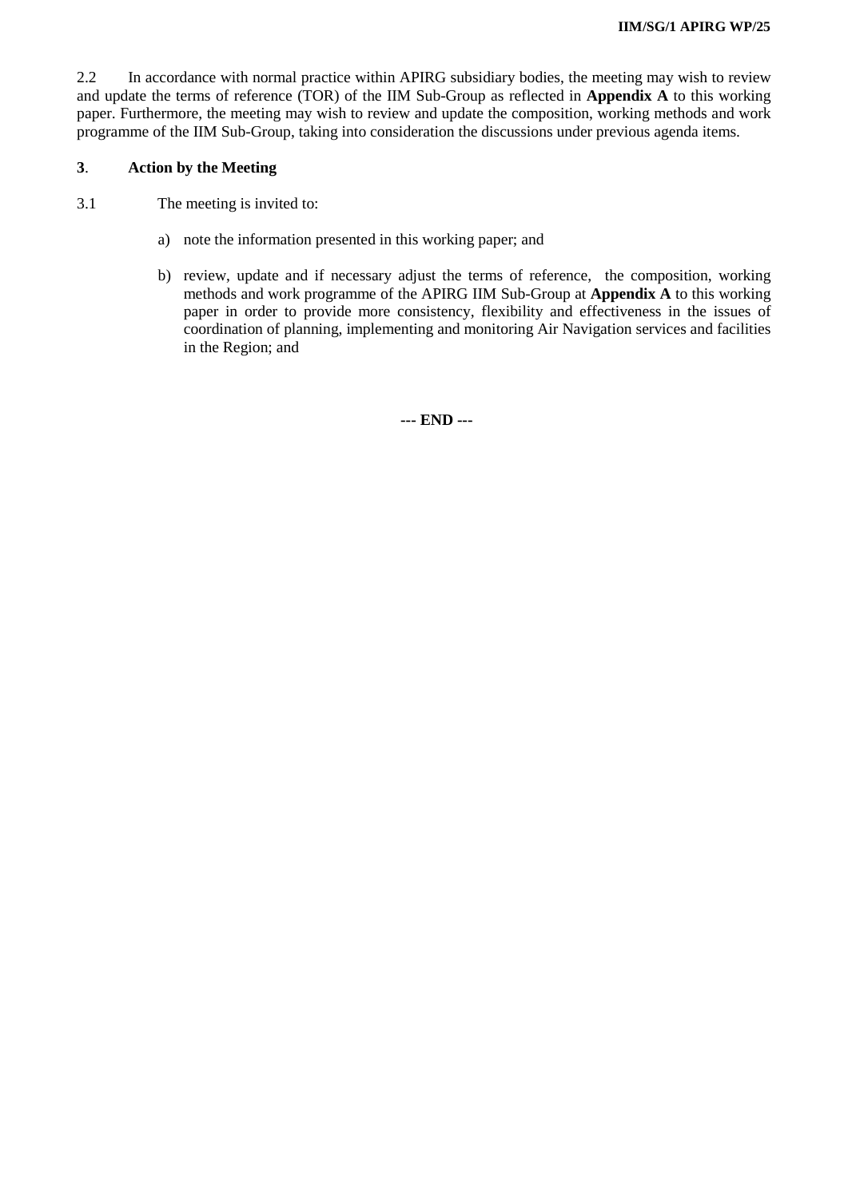2.2 In accordance with normal practice within APIRG subsidiary bodies, the meeting may wish to review and update the terms of reference (TOR) of the IIM Sub-Group as reflected in **Appendix A** to this working paper. Furthermore, the meeting may wish to review and update the composition, working methods and work programme of the IIM Sub-Group, taking into consideration the discussions under previous agenda items.

## 3. Action by the Meeting

3.1 The meeting is invited to:

a) note the information presented in this working paper; and

b) review, update and if necessary adjust the terms of reference, the composition, working methods and work programme of the APIRG IIM Sub-Group at **Appendix A** to this working paper in order to provide more consistency, flexibility and effectiveness in the issues of coordination of planning, implementing and monitoring Air Navigation services and facilities in the Region; and

**--- END ---**